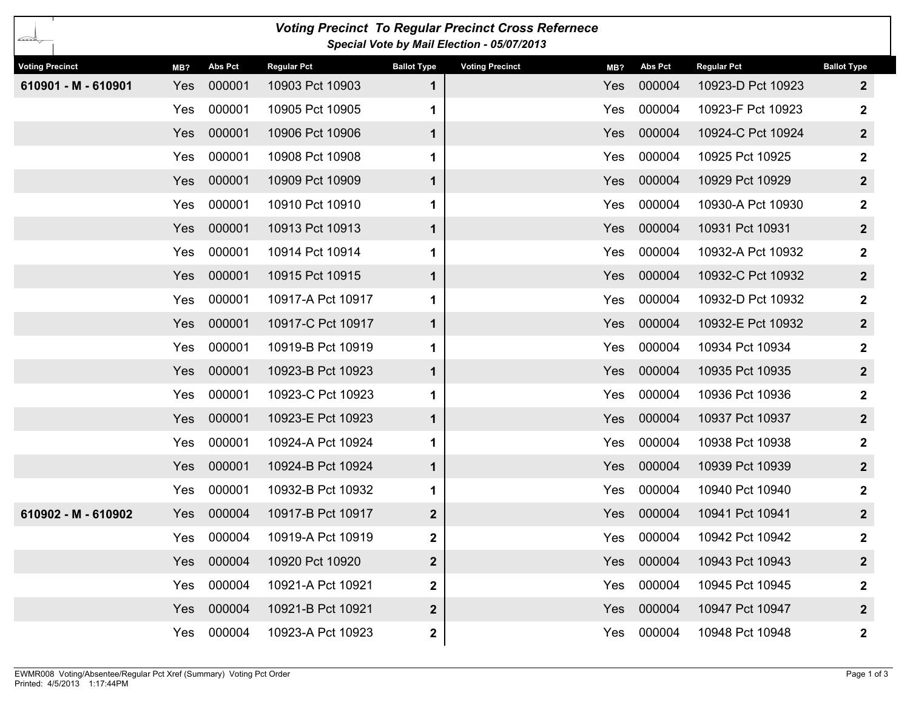# Voting Precinct To Regular Precinct Cross Refernece

### Special Vote by Mail Election - 05/07/2013

| Voting Precinct | MB? | Abs Pct | Regular Pct | Ballot Type |
|---|---|---|---|---|
| 610901 - M - 610901 | Yes | 000001 | 10903 Pct 10903 | 1 |
| | Yes | 000001 | 10905 Pct 10905 | 1 |
| | Yes | 000001 | 10906 Pct 10906 | 1 |
| | Yes | 000001 | 10908 Pct 10908 | 1 |
| | Yes | 000001 | 10909 Pct 10909 | 1 |
| | Yes | 000001 | 10910 Pct 10910 | 1 |
| | Yes | 000001 | 10913 Pct 10913 | 1 |
| | Yes | 000001 | 10914 Pct 10914 | 1 |
| | Yes | 000001 | 10915 Pct 10915 | 1 |
| | Yes | 000001 | 10917-A Pct 10917 | 1 |
| | Yes | 000001 | 10917-C Pct 10917 | 1 |
| | Yes | 000001 | 10919-B Pct 10919 | 1 |
| | Yes | 000001 | 10923-B Pct 10923 | 1 |
| | Yes | 000001 | 10923-C Pct 10923 | 1 |
| | Yes | 000001 | 10923-E Pct 10923 | 1 |
| | Yes | 000001 | 10924-A Pct 10924 | 1 |
| | Yes | 000001 | 10924-B Pct 10924 | 1 |
| | Yes | 000001 | 10932-B Pct 10932 | 1 |
| 610902 - M - 610902 | Yes | 000004 | 10917-B Pct 10917 | 2 |
| | Yes | 000004 | 10919-A Pct 10919 | 2 |
| | Yes | 000004 | 10920 Pct 10920 | 2 |
| | Yes | 000004 | 10921-A Pct 10921 | 2 |
| | Yes | 000004 | 10921-B Pct 10921 | 2 |
| | Yes | 000004 | 10923-A Pct 10923 | 2 |
| | Yes | 000004 | 10923-D Pct 10923 | 2 |
| | Yes | 000004 | 10923-F Pct 10923 | 2 |
| | Yes | 000004 | 10924-C Pct 10924 | 2 |
| | Yes | 000004 | 10925 Pct 10925 | 2 |
| | Yes | 000004 | 10929 Pct 10929 | 2 |
| | Yes | 000004 | 10930-A Pct 10930 | 2 |
| | Yes | 000004 | 10931 Pct 10931 | 2 |
| | Yes | 000004 | 10932-A Pct 10932 | 2 |
| | Yes | 000004 | 10932-C Pct 10932 | 2 |
| | Yes | 000004 | 10932-D Pct 10932 | 2 |
| | Yes | 000004 | 10932-E Pct 10932 | 2 |
| | Yes | 000004 | 10934 Pct 10934 | 2 |
| | Yes | 000004 | 10935 Pct 10935 | 2 |
| | Yes | 000004 | 10936 Pct 10936 | 2 |
| | Yes | 000004 | 10937 Pct 10937 | 2 |
| | Yes | 000004 | 10938 Pct 10938 | 2 |
| | Yes | 000004 | 10939 Pct 10939 | 2 |
| | Yes | 000004 | 10940 Pct 10940 | 2 |
| | Yes | 000004 | 10941 Pct 10941 | 2 |
| | Yes | 000004 | 10942 Pct 10942 | 2 |
| | Yes | 000004 | 10943 Pct 10943 | 2 |
| | Yes | 000004 | 10945 Pct 10945 | 2 |
| | Yes | 000004 | 10947 Pct 10947 | 2 |
| | Yes | 000004 | 10948 Pct 10948 | 2 |

EWMR008 Voting/Absentee/Regular Pct Xref (Summary) Voting Pct Order
Printed: 4/5/2013 1:17:44PM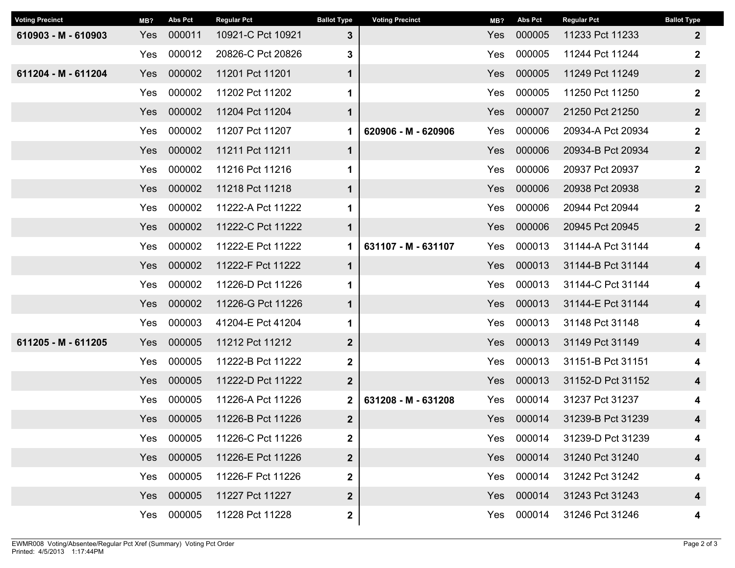| Voting Precinct | MB? | Abs Pct | Regular Pct | Ballot Type |
|---|---|---|---|---|
| **610903 - M - 610903** | Yes | 000011 | 10921-C Pct 10921 | **3** |
| | Yes | 000012 | 20826-C Pct 20826 | **3** |
| **611204 - M - 611204** | Yes | 000002 | 11201 Pct 11201 | **1** |
| | Yes | 000002 | 11202 Pct 11202 | **1** |
| | Yes | 000002 | 11204 Pct 11204 | **1** |
| | Yes | 000002 | 11207 Pct 11207 | **1** |
| | Yes | 000002 | 11211 Pct 11211 | **1** |
| | Yes | 000002 | 11216 Pct 11216 | **1** |
| | Yes | 000002 | 11218 Pct 11218 | **1** |
| | Yes | 000002 | 11222-A Pct 11222 | **1** |
| | Yes | 000002 | 11222-C Pct 11222 | **1** |
| | Yes | 000002 | 11222-E Pct 11222 | **1** |
| | Yes | 000002 | 11222-F Pct 11222 | **1** |
| | Yes | 000002 | 11226-D Pct 11226 | **1** |
| | Yes | 000002 | 11226-G Pct 11226 | **1** |
| | Yes | 000003 | 41204-E Pct 41204 | **1** |
| **611205 - M - 611205** | Yes | 000005 | 11212 Pct 11212 | **2** |
| | Yes | 000005 | 11222-B Pct 11222 | **2** |
| | Yes | 000005 | 11222-D Pct 11222 | **2** |
| | Yes | 000005 | 11226-A Pct 11226 | **2** |
| | Yes | 000005 | 11226-B Pct 11226 | **2** |
| | Yes | 000005 | 11226-C Pct 11226 | **2** |
| | Yes | 000005 | 11226-E Pct 11226 | **2** |
| | Yes | 000005 | 11226-F Pct 11226 | **2** |
| | Yes | 000005 | 11227 Pct 11227 | **2** |
| | Yes | 000005 | 11228 Pct 11228 | **2** |
| | Yes | 000005 | 11233 Pct 11233 | **2** |
| | Yes | 000005 | 11244 Pct 11244 | **2** |
| | Yes | 000005 | 11249 Pct 11249 | **2** |
| | Yes | 000005 | 11250 Pct 11250 | **2** |
| | Yes | 000007 | 21250 Pct 21250 | **2** |
| **620906 - M - 620906** | Yes | 000006 | 20934-A Pct 20934 | **2** |
| | Yes | 000006 | 20934-B Pct 20934 | **2** |
| | Yes | 000006 | 20937 Pct 20937 | **2** |
| | Yes | 000006 | 20938 Pct 20938 | **2** |
| | Yes | 000006 | 20944 Pct 20944 | **2** |
| | Yes | 000006 | 20945 Pct 20945 | **2** |
| **631107 - M - 631107** | Yes | 000013 | 31144-A Pct 31144 | **4** |
| | Yes | 000013 | 31144-B Pct 31144 | **4** |
| | Yes | 000013 | 31144-C Pct 31144 | **4** |
| | Yes | 000013 | 31144-E Pct 31144 | **4** |
| | Yes | 000013 | 31148 Pct 31148 | **4** |
| | Yes | 000013 | 31149 Pct 31149 | **4** |
| | Yes | 000013 | 31151-B Pct 31151 | **4** |
| | Yes | 000013 | 31152-D Pct 31152 | **4** |
| **631208 - M - 631208** | Yes | 000014 | 31237 Pct 31237 | **4** |
| | Yes | 000014 | 31239-B Pct 31239 | **4** |
| | Yes | 000014 | 31239-D Pct 31239 | **4** |
| | Yes | 000014 | 31240 Pct 31240 | **4** |
| | Yes | 000014 | 31242 Pct 31242 | **4** |
| | Yes | 000014 | 31243 Pct 31243 | **4** |
| | Yes | 000014 | 31246 Pct 31246 | **4** |

EWMR008 Voting/Absentee/Regular Pct Xref (Summary) Voting Pct Order
Printed: 4/5/2013 1:17:44PM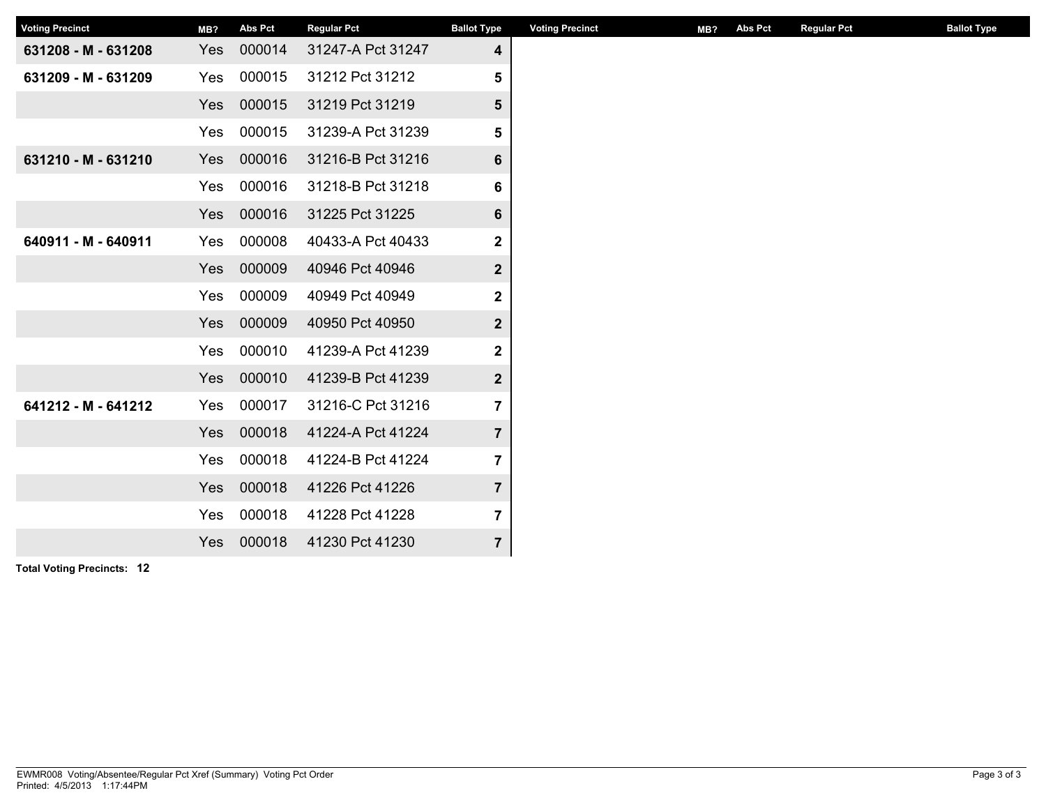| Voting Precinct | MB? | Abs Pct | Regular Pct | Ballot Type |
|---|---|---|---|---|
| **631208 - M - 631208** | Yes | 000014 | 31247-A Pct 31247 | **4** |
| **631209 - M - 631209** | Yes | 000015 | 31212 Pct 31212 | **5** |
| | Yes | 000015 | 31219 Pct 31219 | **5** |
| | Yes | 000015 | 31239-A Pct 31239 | **5** |
| **631210 - M - 631210** | Yes | 000016 | 31216-B Pct 31216 | **6** |
| | Yes | 000016 | 31218-B Pct 31218 | **6** |
| | Yes | 000016 | 31225 Pct 31225 | **6** |
| **640911 - M - 640911** | Yes | 000008 | 40433-A Pct 40433 | **2** |
| | Yes | 000009 | 40946 Pct 40946 | **2** |
| | Yes | 000009 | 40949 Pct 40949 | **2** |
| | Yes | 000009 | 40950 Pct 40950 | **2** |
| | Yes | 000010 | 41239-A Pct 41239 | **2** |
| | Yes | 000010 | 41239-B Pct 41239 | **2** |
| **641212 - M - 641212** | Yes | 000017 | 31216-C Pct 31216 | **7** |
| | Yes | 000018 | 41224-A Pct 41224 | **7** |
| | Yes | 000018 | 41224-B Pct 41224 | **7** |
| | Yes | 000018 | 41226 Pct 41226 | **7** |
| | Yes | 000018 | 41228 Pct 41228 | **7** |
| | Yes | 000018 | 41230 Pct 41230 | **7** |

**Total Voting Precincts: 12**

EWMR008 Voting/Absentee/Regular Pct Xref (Summary) Voting Pct Order
Printed: 4/5/2013 1:17:44PM